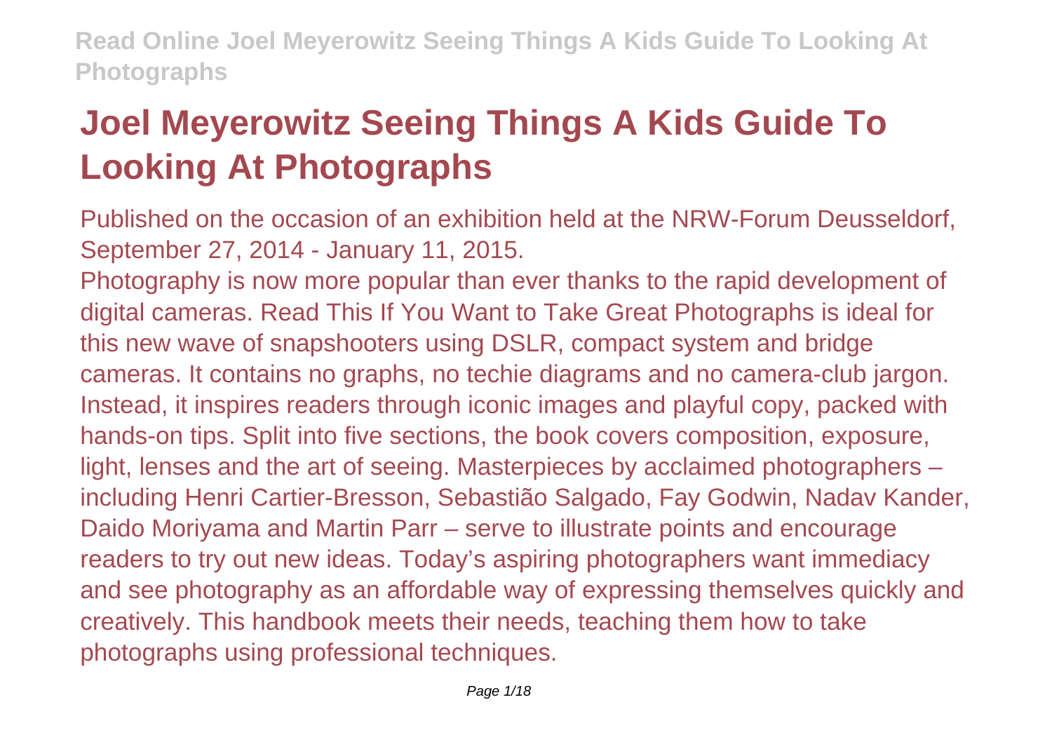# Joel Meyerowitz Seeing Things A Kids Guide To Looking At Photographs

Published on the occasion of an exhibition held at the NRW-Forum Deusseldorf, September 27, 2014 - January 11, 2015.

Photography is now more popular than ever thanks to the rapid development of digital cameras. Read This If You Want to Take Great Photographs is ideal for this new wave of snapshooters using DSLR, compact system and bridge cameras. It contains no graphs, no techie diagrams and no camera-club jargon. Instead, it inspires readers through iconic images and playful copy, packed with hands-on tips. Split into five sections, the book covers composition, exposure, light, lenses and the art of seeing. Masterpieces by acclaimed photographers – including Henri Cartier-Bresson, Sebastião Salgado, Fay Godwin, Nadav Kander, Daido Moriyama and Martin Parr – serve to illustrate points and encourage readers to try out new ideas. Today's aspiring photographers want immediacy and see photography as an affordable way of expressing themselves quickly and creatively. This handbook meets their needs, teaching them how to take photographs using professional techniques.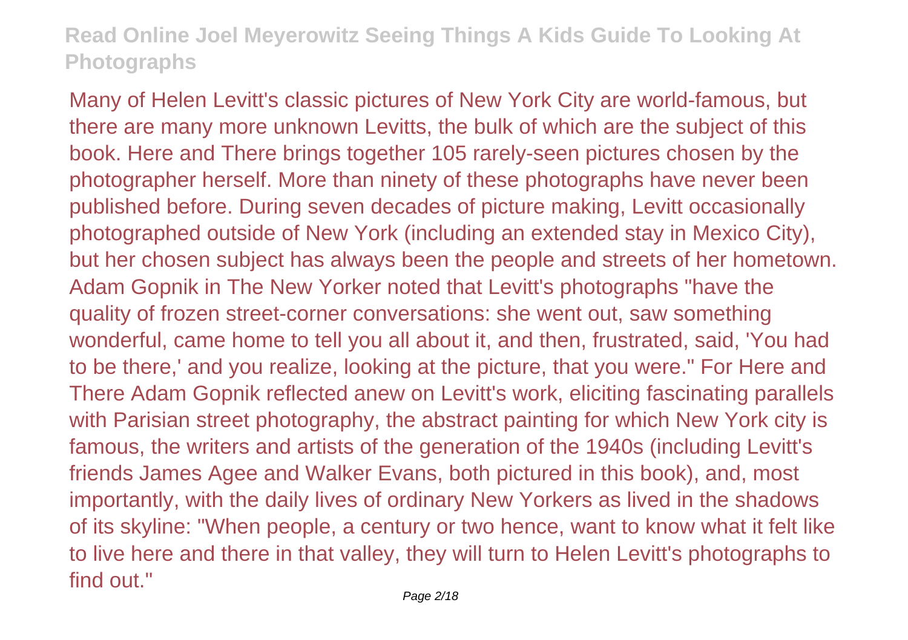Many of Helen Levitt's classic pictures of New York City are world-famous, but there are many more unknown Levitts, the bulk of which are the subject of this book. Here and There brings together 105 rarely-seen pictures chosen by the photographer herself. More than ninety of these photographs have never been published before. During seven decades of picture making, Levitt occasionally photographed outside of New York (including an extended stay in Mexico City), but her chosen subject has always been the people and streets of her hometown. Adam Gopnik in The New Yorker noted that Levitt's photographs "have the quality of frozen street-corner conversations: she went out, saw something wonderful, came home to tell you all about it, and then, frustrated, said, 'You had to be there,' and you realize, looking at the picture, that you were." For Here and There Adam Gopnik reflected anew on Levitt's work, eliciting fascinating parallels with Parisian street photography, the abstract painting for which New York city is famous, the writers and artists of the generation of the 1940s (including Levitt's friends James Agee and Walker Evans, both pictured in this book), and, most importantly, with the daily lives of ordinary New Yorkers as lived in the shadows of its skyline: "When people, a century or two hence, want to know what it felt like to live here and there in that valley, they will turn to Helen Levitt's photographs to find out."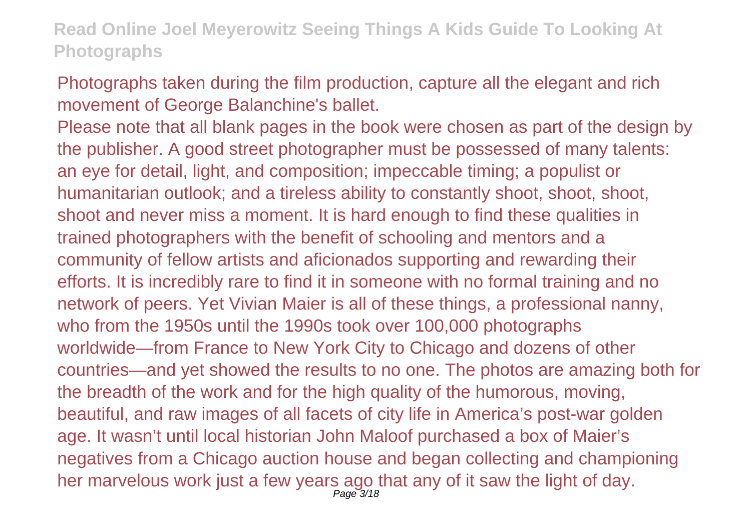Photographs taken during the film production, capture all the elegant and rich movement of George Balanchine's ballet.

Please note that all blank pages in the book were chosen as part of the design by the publisher. A good street photographer must be possessed of many talents: an eye for detail, light, and composition; impeccable timing; a populist or humanitarian outlook; and a tireless ability to constantly shoot, shoot, shoot, shoot and never miss a moment. It is hard enough to find these qualities in trained photographers with the benefit of schooling and mentors and a community of fellow artists and aficionados supporting and rewarding their efforts. It is incredibly rare to find it in someone with no formal training and no network of peers. Yet Vivian Maier is all of these things, a professional nanny, who from the 1950s until the 1990s took over 100,000 photographs worldwide—from France to New York City to Chicago and dozens of other countries—and yet showed the results to no one. The photos are amazing both for the breadth of the work and for the high quality of the humorous, moving, beautiful, and raw images of all facets of city life in America's post-war golden age. It wasn't until local historian John Maloof purchased a box of Maier's negatives from a Chicago auction house and began collecting and championing her marvelous work just a few years ago that any of it saw the light of day.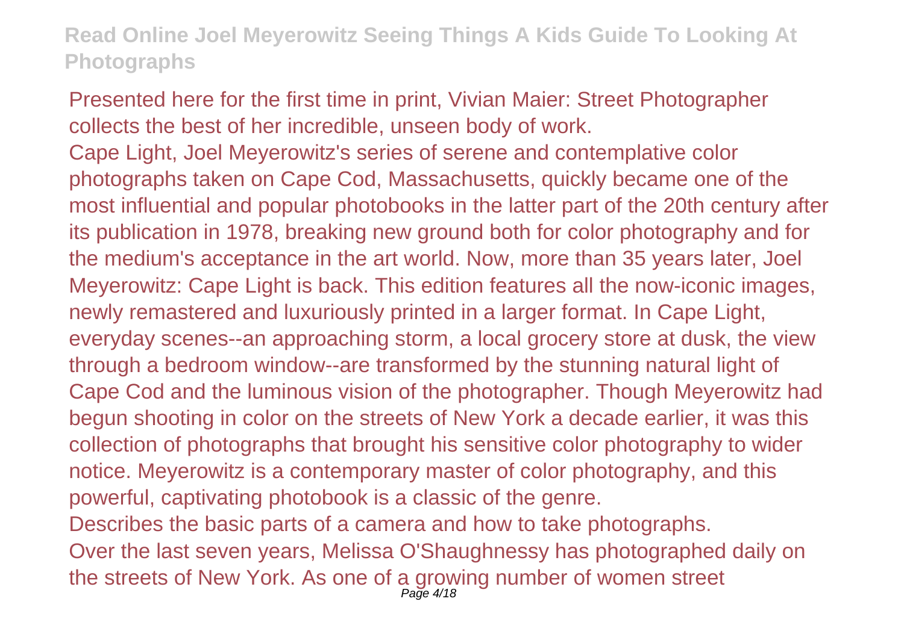Presented here for the first time in print, Vivian Maier: Street Photographer collects the best of her incredible, unseen body of work.

Cape Light, Joel Meyerowitz's series of serene and contemplative color photographs taken on Cape Cod, Massachusetts, quickly became one of the most influential and popular photobooks in the latter part of the 20th century after its publication in 1978, breaking new ground both for color photography and for the medium's acceptance in the art world. Now, more than 35 years later, Joel Meyerowitz: Cape Light is back. This edition features all the now-iconic images, newly remastered and luxuriously printed in a larger format. In Cape Light, everyday scenes--an approaching storm, a local grocery store at dusk, the view through a bedroom window--are transformed by the stunning natural light of Cape Cod and the luminous vision of the photographer. Though Meyerowitz had begun shooting in color on the streets of New York a decade earlier, it was this collection of photographs that brought his sensitive color photography to wider notice. Meyerowitz is a contemporary master of color photography, and this powerful, captivating photobook is a classic of the genre.

Describes the basic parts of a camera and how to take photographs.

Over the last seven years, Melissa O'Shaughnessy has photographed daily on the streets of New York. As one of a growing number of women street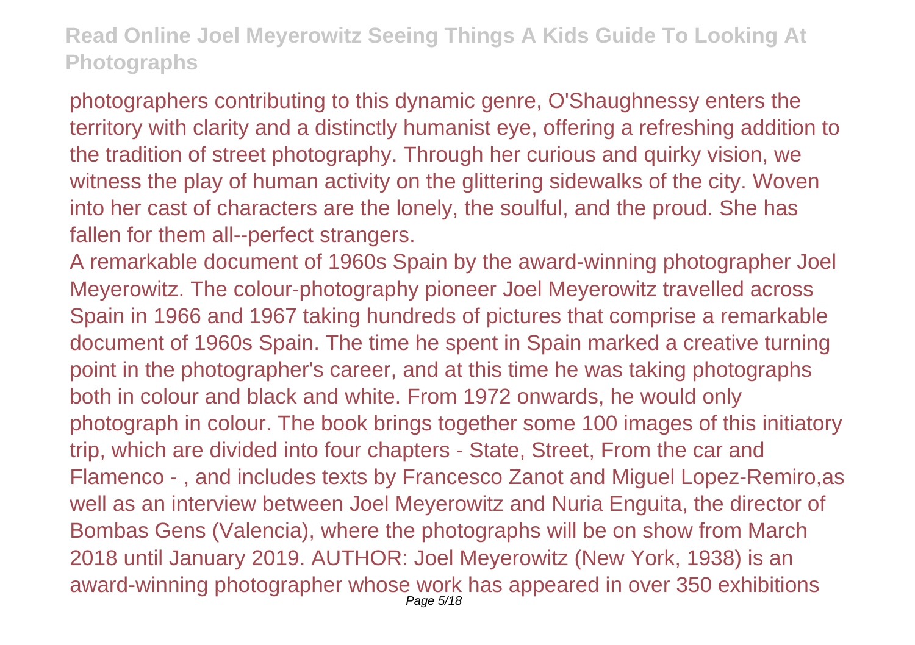photographers contributing to this dynamic genre, O'Shaughnessy enters the territory with clarity and a distinctly humanist eye, offering a refreshing addition to the tradition of street photography. Through her curious and quirky vision, we witness the play of human activity on the glittering sidewalks of the city. Woven into her cast of characters are the lonely, the soulful, and the proud. She has fallen for them all--perfect strangers.

A remarkable document of 1960s Spain by the award-winning photographer Joel Meyerowitz. The colour-photography pioneer Joel Meyerowitz travelled across Spain in 1966 and 1967 taking hundreds of pictures that comprise a remarkable document of 1960s Spain. The time he spent in Spain marked a creative turning point in the photographer's career, and at this time he was taking photographs both in colour and black and white. From 1972 onwards, he would only photograph in colour. The book brings together some 100 images of this initiatory trip, which are divided into four chapters - State, Street, From the car and Flamenco - , and includes texts by Francesco Zanot and Miguel Lopez-Remiro,as well as an interview between Joel Meyerowitz and Nuria Enguita, the director of Bombas Gens (Valencia), where the photographs will be on show from March 2018 until January 2019. AUTHOR: Joel Meyerowitz (New York, 1938) is an award-winning photographer whose work has appeared in over 350 exhibitions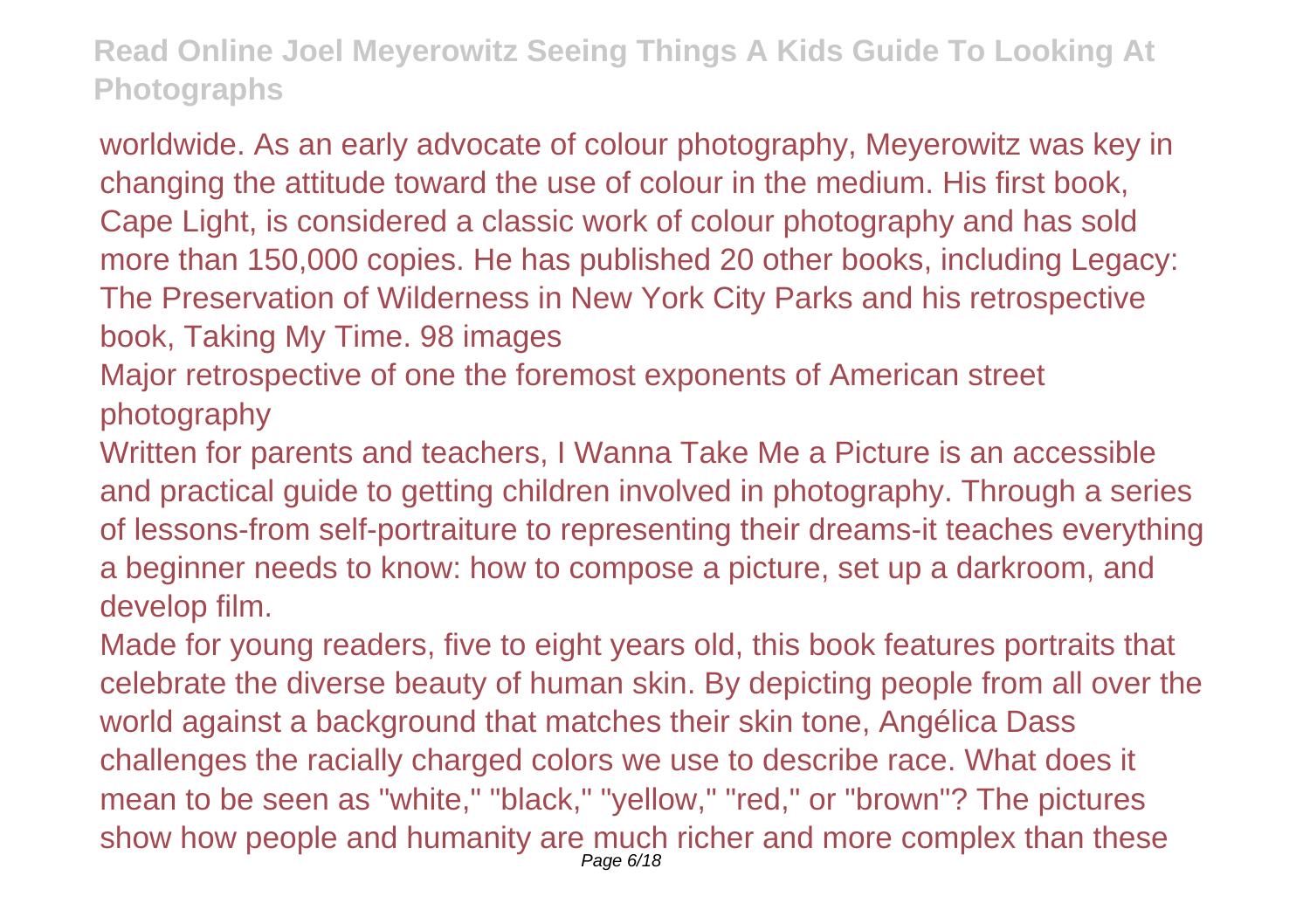worldwide. As an early advocate of colour photography, Meyerowitz was key in changing the attitude toward the use of colour in the medium. His first book, Cape Light, is considered a classic work of colour photography and has sold more than 150,000 copies. He has published 20 other books, including Legacy: The Preservation of Wilderness in New York City Parks and his retrospective book, Taking My Time. 98 images

Major retrospective of one the foremost exponents of American street photography

Written for parents and teachers, I Wanna Take Me a Picture is an accessible and practical guide to getting children involved in photography. Through a series of lessons-from self-portraiture to representing their dreams-it teaches everything a beginner needs to know: how to compose a picture, set up a darkroom, and develop film.

Made for young readers, five to eight years old, this book features portraits that celebrate the diverse beauty of human skin. By depicting people from all over the world against a background that matches their skin tone, Angélica Dass challenges the racially charged colors we use to describe race. What does it mean to be seen as "white," "black," "yellow," "red," or "brown"? The pictures show how people and humanity are much richer and more complex than these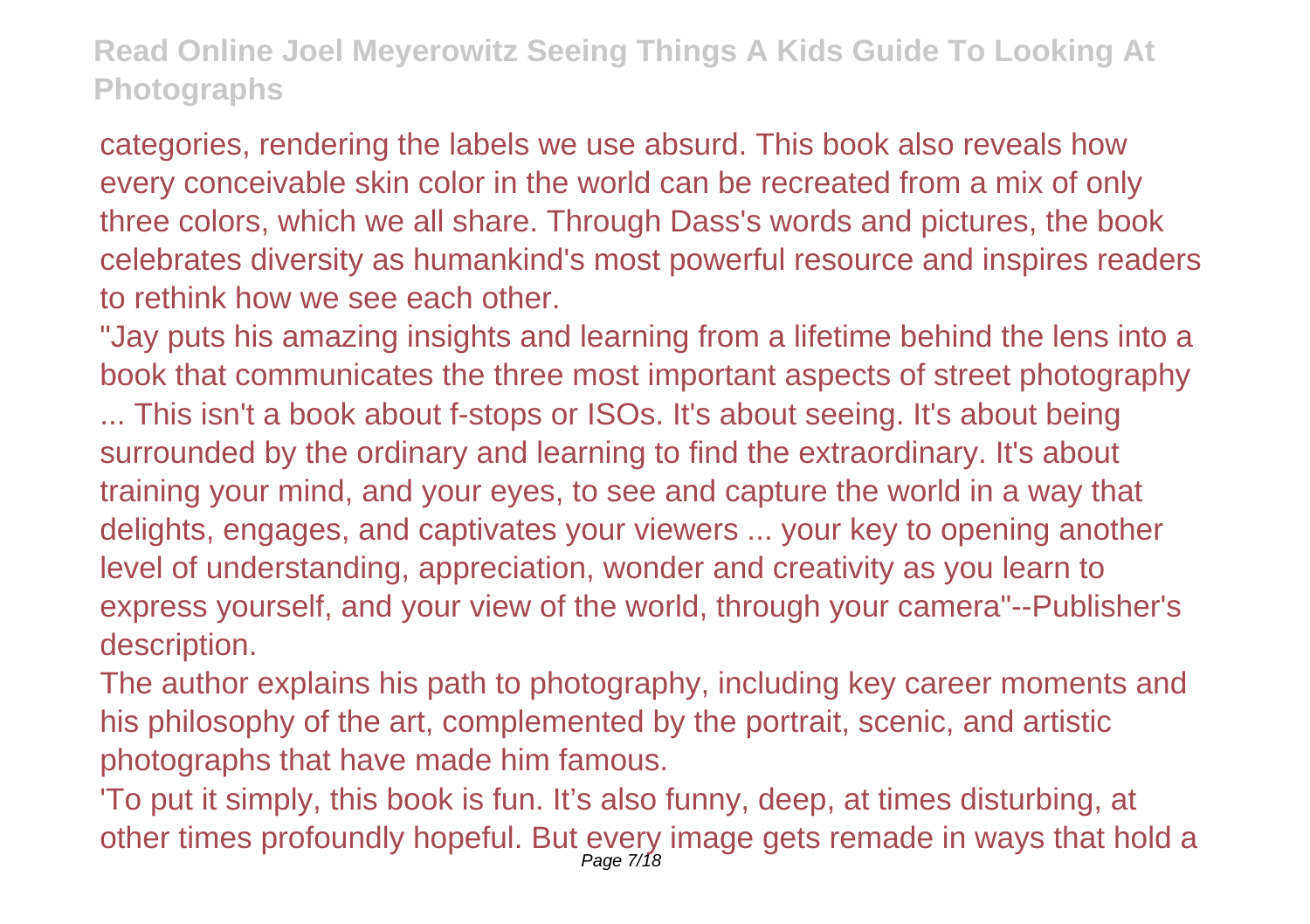categories, rendering the labels we use absurd. This book also reveals how every conceivable skin color in the world can be recreated from a mix of only three colors, which we all share. Through Dass's words and pictures, the book celebrates diversity as humankind's most powerful resource and inspires readers to rethink how we see each other.

"Jay puts his amazing insights and learning from a lifetime behind the lens into a book that communicates the three most important aspects of street photography ... This isn't a book about f-stops or ISOs. It's about seeing. It's about being surrounded by the ordinary and learning to find the extraordinary. It's about training your mind, and your eyes, to see and capture the world in a way that delights, engages, and captivates your viewers ... your key to opening another level of understanding, appreciation, wonder and creativity as you learn to express yourself, and your view of the world, through your camera"--Publisher's description.

The author explains his path to photography, including key career moments and his philosophy of the art, complemented by the portrait, scenic, and artistic photographs that have made him famous.

'To put it simply, this book is fun. It's also funny, deep, at times disturbing, at other times profoundly hopeful. But every image gets remade in ways that hold a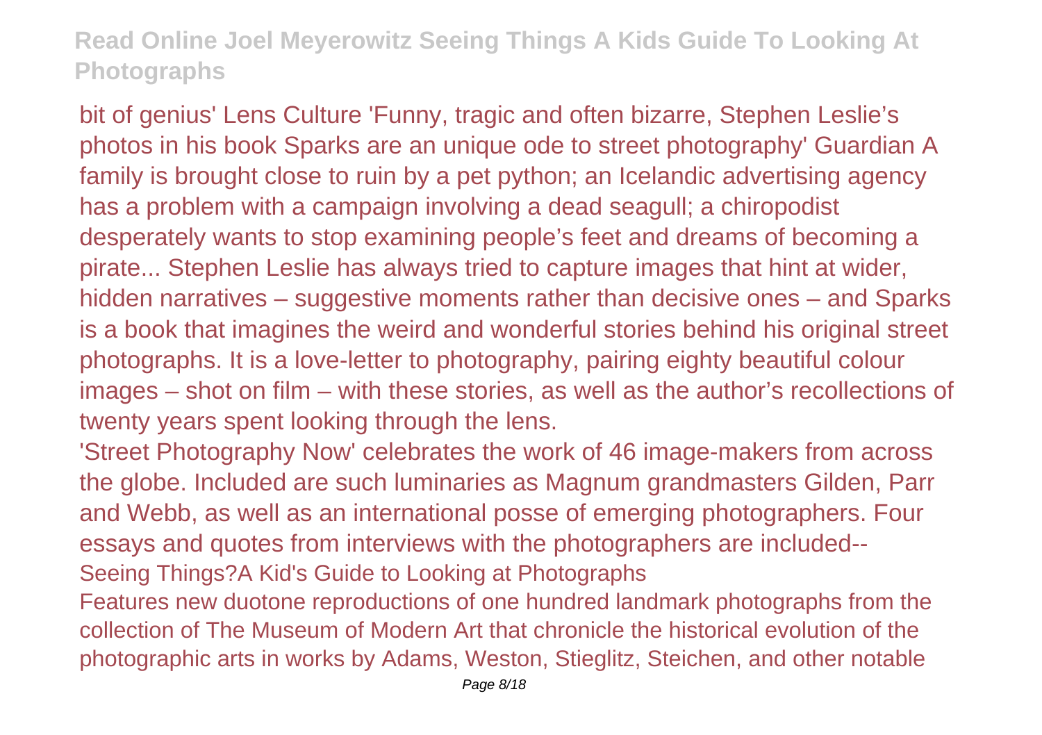bit of genius' Lens Culture 'Funny, tragic and often bizarre, Stephen Leslie's photos in his book Sparks are an unique ode to street photography' Guardian A family is brought close to ruin by a pet python; an Icelandic advertising agency has a problem with a campaign involving a dead seagull; a chiropodist desperately wants to stop examining people's feet and dreams of becoming a pirate... Stephen Leslie has always tried to capture images that hint at wider, hidden narratives – suggestive moments rather than decisive ones – and Sparks is a book that imagines the weird and wonderful stories behind his original street photographs. It is a love-letter to photography, pairing eighty beautiful colour images – shot on film – with these stories, as well as the author's recollections of twenty years spent looking through the lens.

'Street Photography Now' celebrates the work of 46 image-makers from across the globe. Included are such luminaries as Magnum grandmasters Gilden, Parr and Webb, as well as an international posse of emerging photographers. Four essays and quotes from interviews with the photographers are included--

Seeing Things?A Kid's Guide to Looking at Photographs

Features new duotone reproductions of one hundred landmark photographs from the collection of The Museum of Modern Art that chronicle the historical evolution of the photographic arts in works by Adams, Weston, Stieglitz, Steichen, and other notable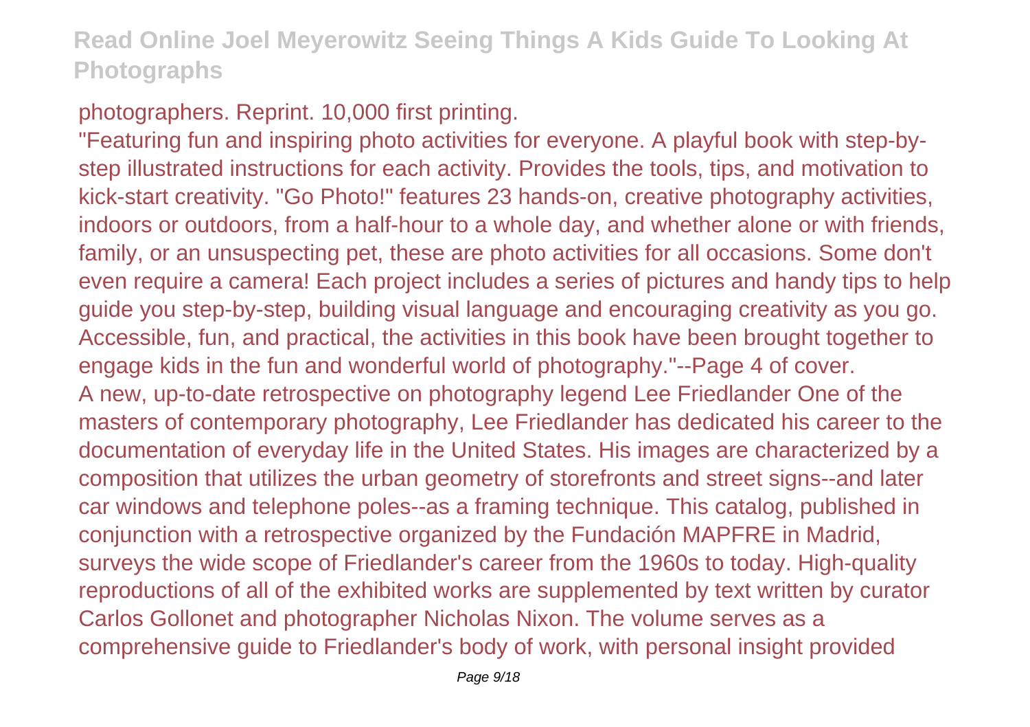photographers. Reprint. 10,000 first printing.

"Featuring fun and inspiring photo activities for everyone. A playful book with step-by-step illustrated instructions for each activity. Provides the tools, tips, and motivation to kick-start creativity. "Go Photo!" features 23 hands-on, creative photography activities, indoors or outdoors, from a half-hour to a whole day, and whether alone or with friends, family, or an unsuspecting pet, these are photo activities for all occasions. Some don't even require a camera! Each project includes a series of pictures and handy tips to help guide you step-by-step, building visual language and encouraging creativity as you go. Accessible, fun, and practical, the activities in this book have been brought together to engage kids in the fun and wonderful world of photography."--Page 4 of cover.

A new, up-to-date retrospective on photography legend Lee Friedlander One of the masters of contemporary photography, Lee Friedlander has dedicated his career to the documentation of everyday life in the United States. His images are characterized by a composition that utilizes the urban geometry of storefronts and street signs--and later car windows and telephone poles--as a framing technique. This catalog, published in conjunction with a retrospective organized by the Fundación MAPFRE in Madrid, surveys the wide scope of Friedlander's career from the 1960s to today. High-quality reproductions of all of the exhibited works are supplemented by text written by curator Carlos Gollonet and photographer Nicholas Nixon. The volume serves as a comprehensive guide to Friedlander's body of work, with personal insight provided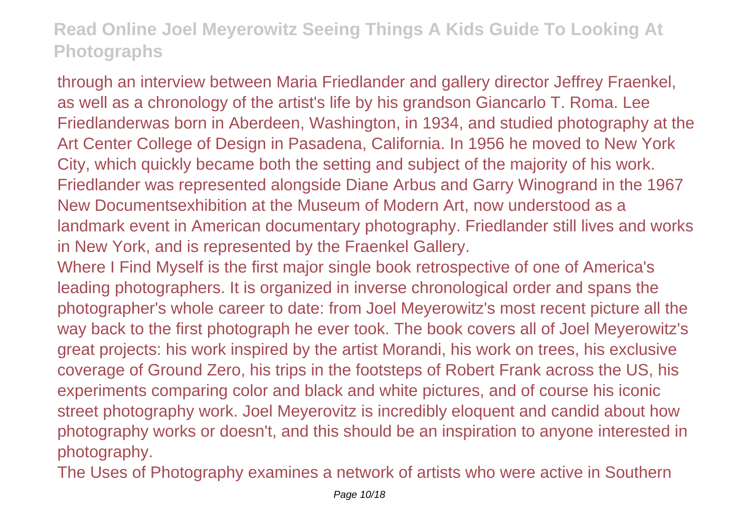through an interview between Maria Friedlander and gallery director Jeffrey Fraenkel, as well as a chronology of the artist's life by his grandson Giancarlo T. Roma. Lee Friedlanderwas born in Aberdeen, Washington, in 1934, and studied photography at the Art Center College of Design in Pasadena, California. In 1956 he moved to New York City, which quickly became both the setting and subject of the majority of his work. Friedlander was represented alongside Diane Arbus and Garry Winogrand in the 1967 New Documentsexhibition at the Museum of Modern Art, now understood as a landmark event in American documentary photography. Friedlander still lives and works in New York, and is represented by the Fraenkel Gallery.

Where I Find Myself is the first major single book retrospective of one of America's leading photographers. It is organized in inverse chronological order and spans the photographer's whole career to date: from Joel Meyerowitz's most recent picture all the way back to the first photograph he ever took. The book covers all of Joel Meyerowitz's great projects: his work inspired by the artist Morandi, his work on trees, his exclusive coverage of Ground Zero, his trips in the footsteps of Robert Frank across the US, his experiments comparing color and black and white pictures, and of course his iconic street photography work. Joel Meyerovitz is incredibly eloquent and candid about how photography works or doesn't, and this should be an inspiration to anyone interested in photography.

The Uses of Photography examines a network of artists who were active in Southern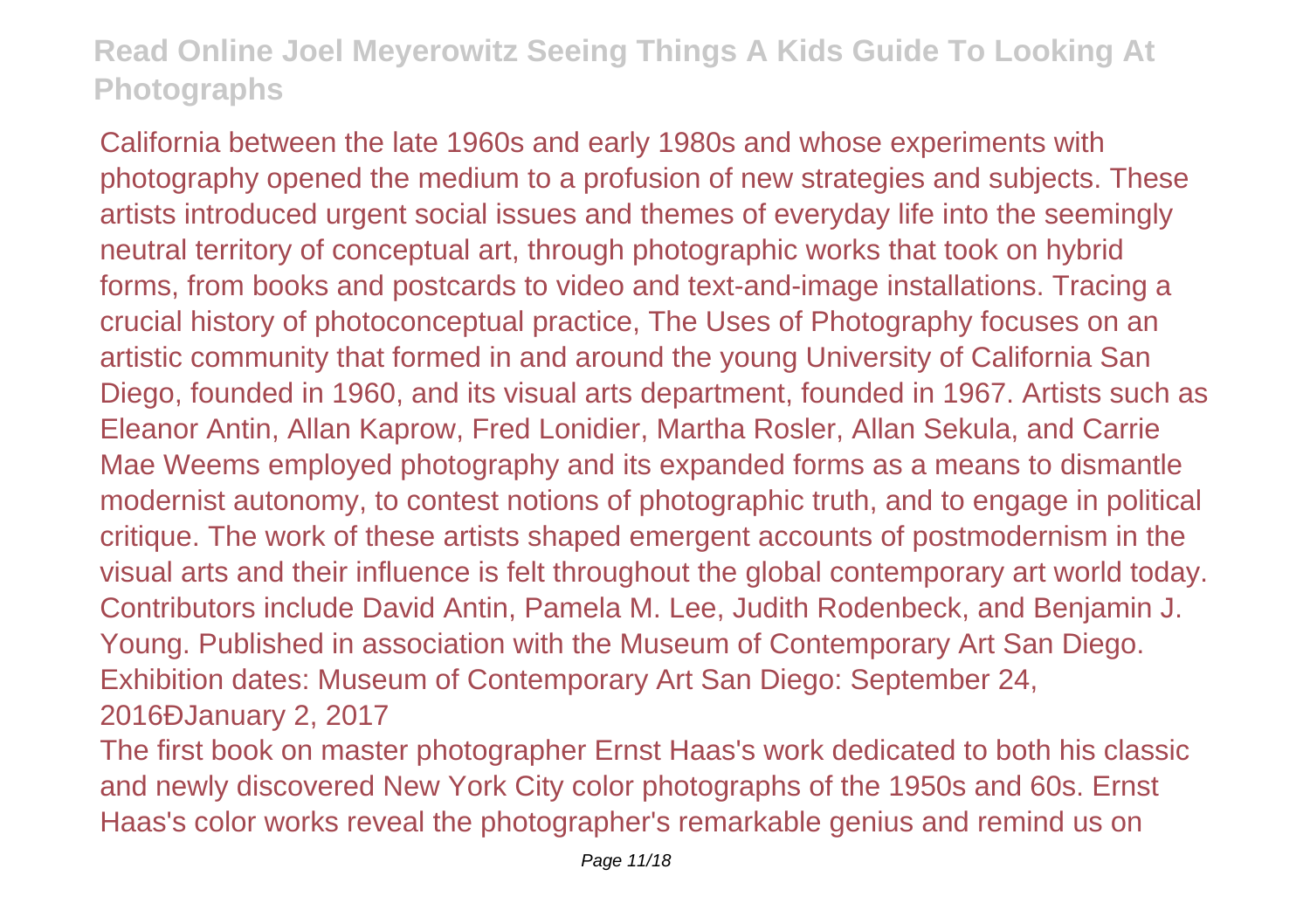California between the late 1960s and early 1980s and whose experiments with photography opened the medium to a profusion of new strategies and subjects. These artists introduced urgent social issues and themes of everyday life into the seemingly neutral territory of conceptual art, through photographic works that took on hybrid forms, from books and postcards to video and text-and-image installations. Tracing a crucial history of photoconceptual practice, The Uses of Photography focuses on an artistic community that formed in and around the young University of California San Diego, founded in 1960, and its visual arts department, founded in 1967. Artists such as Eleanor Antin, Allan Kaprow, Fred Lonidier, Martha Rosler, Allan Sekula, and Carrie Mae Weems employed photography and its expanded forms as a means to dismantle modernist autonomy, to contest notions of photographic truth, and to engage in political critique. The work of these artists shaped emergent accounts of postmodernism in the visual arts and their influence is felt throughout the global contemporary art world today. Contributors include David Antin, Pamela M. Lee, Judith Rodenbeck, and Benjamin J. Young. Published in association with the Museum of Contemporary Art San Diego. Exhibition dates: Museum of Contemporary Art San Diego: September 24, 2016ÐJanuary 2, 2017

The first book on master photographer Ernst Haas's work dedicated to both his classic and newly discovered New York City color photographs of the 1950s and 60s. Ernst Haas's color works reveal the photographer's remarkable genius and remind us on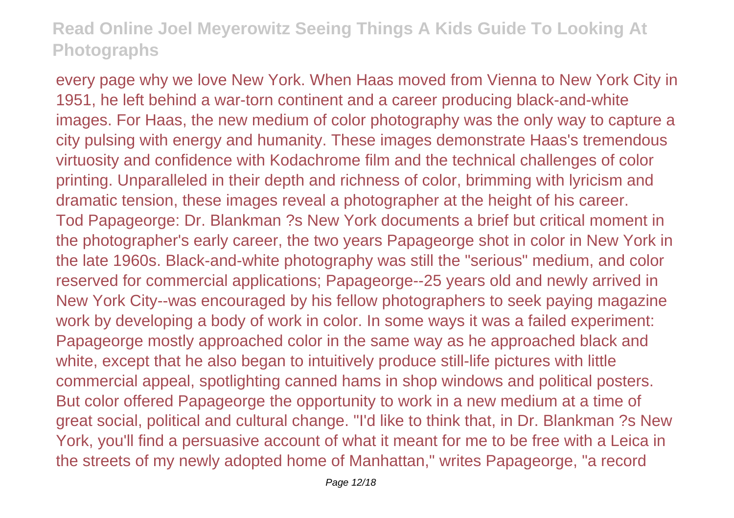every page why we love New York. When Haas moved from Vienna to New York City in 1951, he left behind a war-torn continent and a career producing black-and-white images. For Haas, the new medium of color photography was the only way to capture a city pulsing with energy and humanity. These images demonstrate Haas's tremendous virtuosity and confidence with Kodachrome film and the technical challenges of color printing. Unparalleled in their depth and richness of color, brimming with lyricism and dramatic tension, these images reveal a photographer at the height of his career.
Tod Papageorge: Dr. Blankman ?s New York documents a brief but critical moment in the photographer's early career, the two years Papageorge shot in color in New York in the late 1960s. Black-and-white photography was still the "serious" medium, and color reserved for commercial applications; Papageorge--25 years old and newly arrived in New York City--was encouraged by his fellow photographers to seek paying magazine work by developing a body of work in color. In some ways it was a failed experiment: Papageorge mostly approached color in the same way as he approached black and white, except that he also began to intuitively produce still-life pictures with little commercial appeal, spotlighting canned hams in shop windows and political posters. But color offered Papageorge the opportunity to work in a new medium at a time of great social, political and cultural change. "I'd like to think that, in Dr. Blankman ?s New York, you'll find a persuasive account of what it meant for me to be free with a Leica in the streets of my newly adopted home of Manhattan," writes Papageorge, "a record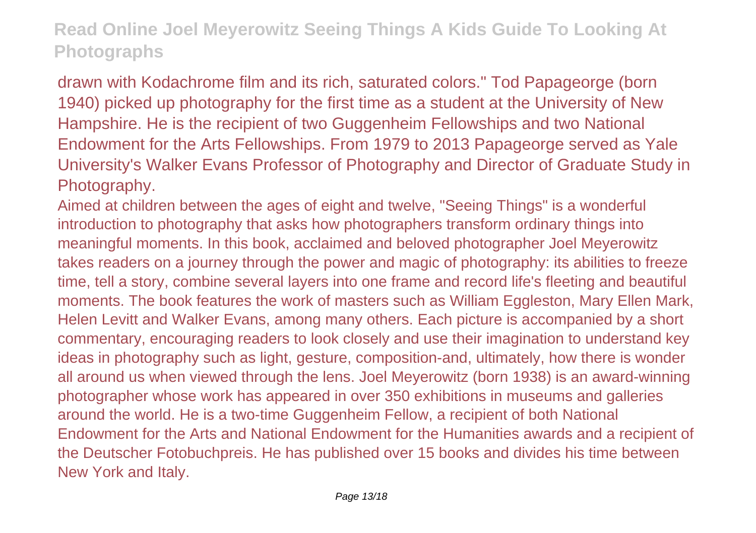drawn with Kodachrome film and its rich, saturated colors." Tod Papageorge (born 1940) picked up photography for the first time as a student at the University of New Hampshire. He is the recipient of two Guggenheim Fellowships and two National Endowment for the Arts Fellowships. From 1979 to 2013 Papageorge served as Yale University's Walker Evans Professor of Photography and Director of Graduate Study in Photography.

Aimed at children between the ages of eight and twelve, "Seeing Things" is a wonderful introduction to photography that asks how photographers transform ordinary things into meaningful moments. In this book, acclaimed and beloved photographer Joel Meyerowitz takes readers on a journey through the power and magic of photography: its abilities to freeze time, tell a story, combine several layers into one frame and record life's fleeting and beautiful moments. The book features the work of masters such as William Eggleston, Mary Ellen Mark, Helen Levitt and Walker Evans, among many others. Each picture is accompanied by a short commentary, encouraging readers to look closely and use their imagination to understand key ideas in photography such as light, gesture, composition-and, ultimately, how there is wonder all around us when viewed through the lens. Joel Meyerowitz (born 1938) is an award-winning photographer whose work has appeared in over 350 exhibitions in museums and galleries around the world. He is a two-time Guggenheim Fellow, a recipient of both National Endowment for the Arts and National Endowment for the Humanities awards and a recipient of the Deutscher Fotobuchpreis. He has published over 15 books and divides his time between New York and Italy.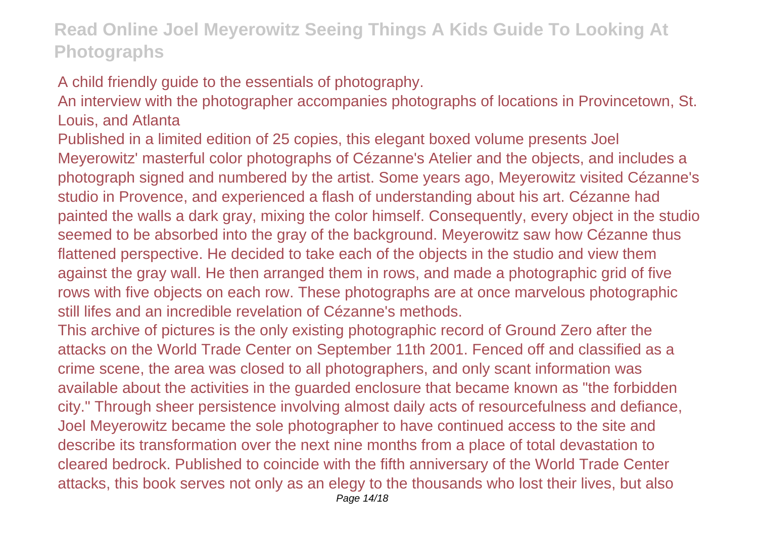A child friendly guide to the essentials of photography.

An interview with the photographer accompanies photographs of locations in Provincetown, St. Louis, and Atlanta

Published in a limited edition of 25 copies, this elegant boxed volume presents Joel Meyerowitz' masterful color photographs of Cézanne's Atelier and the objects, and includes a photograph signed and numbered by the artist. Some years ago, Meyerowitz visited Cézanne's studio in Provence, and experienced a flash of understanding about his art. Cézanne had painted the walls a dark gray, mixing the color himself. Consequently, every object in the studio seemed to be absorbed into the gray of the background. Meyerowitz saw how Cézanne thus flattened perspective. He decided to take each of the objects in the studio and view them against the gray wall. He then arranged them in rows, and made a photographic grid of five rows with five objects on each row. These photographs are at once marvelous photographic still lifes and an incredible revelation of Cézanne's methods.

This archive of pictures is the only existing photographic record of Ground Zero after the attacks on the World Trade Center on September 11th 2001. Fenced off and classified as a crime scene, the area was closed to all photographers, and only scant information was available about the activities in the guarded enclosure that became known as "the forbidden city." Through sheer persistence involving almost daily acts of resourcefulness and defiance, Joel Meyerowitz became the sole photographer to have continued access to the site and describe its transformation over the next nine months from a place of total devastation to cleared bedrock. Published to coincide with the fifth anniversary of the World Trade Center attacks, this book serves not only as an elegy to the thousands who lost their lives, but also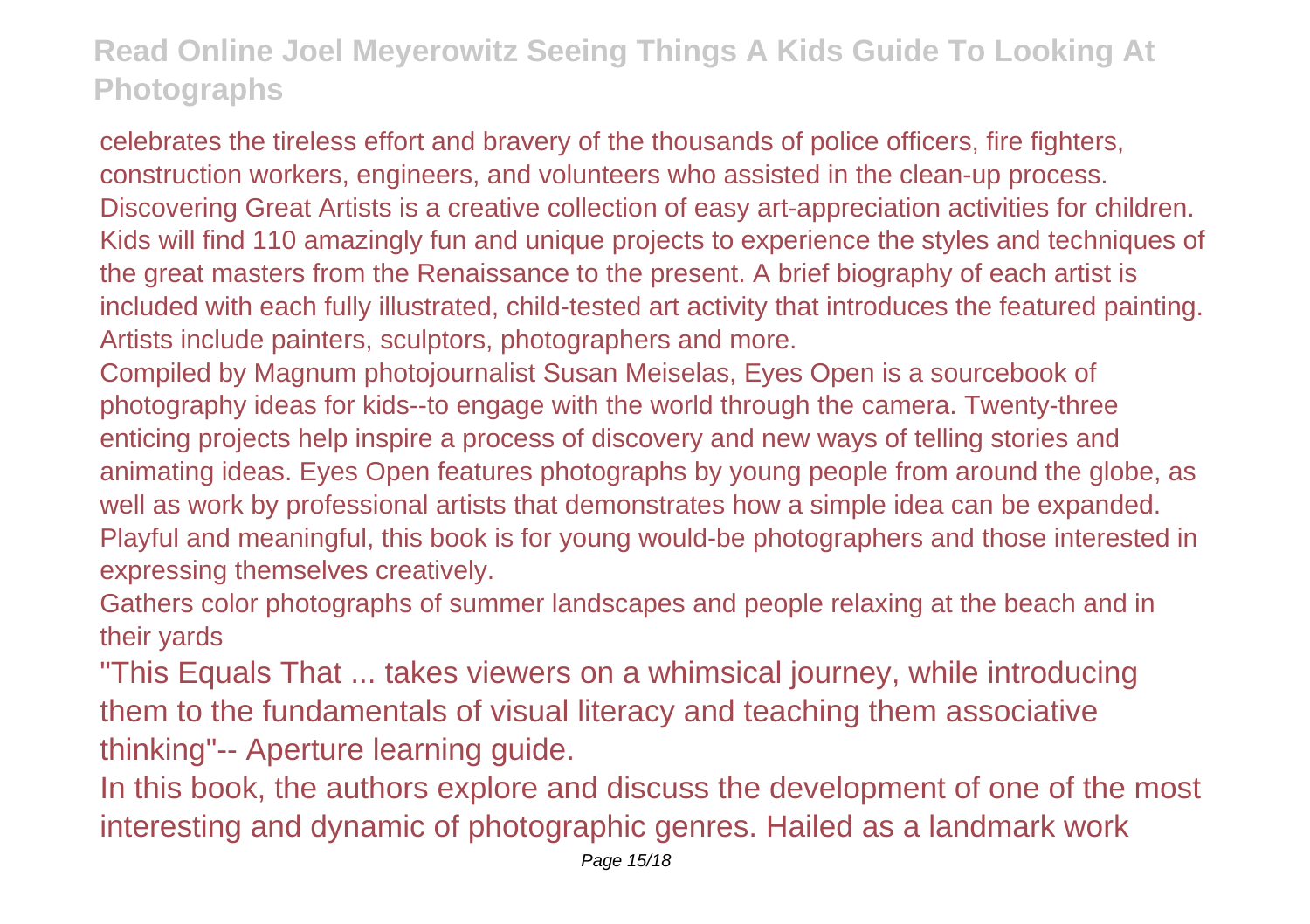celebrates the tireless effort and bravery of the thousands of police officers, fire fighters, construction workers, engineers, and volunteers who assisted in the clean-up process.

Discovering Great Artists is a creative collection of easy art-appreciation activities for children. Kids will find 110 amazingly fun and unique projects to experience the styles and techniques of the great masters from the Renaissance to the present. A brief biography of each artist is included with each fully illustrated, child-tested art activity that introduces the featured painting. Artists include painters, sculptors, photographers and more.

Compiled by Magnum photojournalist Susan Meiselas, Eyes Open is a sourcebook of photography ideas for kids--to engage with the world through the camera. Twenty-three enticing projects help inspire a process of discovery and new ways of telling stories and animating ideas. Eyes Open features photographs by young people from around the globe, as well as work by professional artists that demonstrates how a simple idea can be expanded. Playful and meaningful, this book is for young would-be photographers and those interested in expressing themselves creatively.

Gathers color photographs of summer landscapes and people relaxing at the beach and in their yards

"This Equals That ... takes viewers on a whimsical journey, while introducing them to the fundamentals of visual literacy and teaching them associative thinking"-- Aperture learning guide.

In this book, the authors explore and discuss the development of one of the most interesting and dynamic of photographic genres. Hailed as a landmark work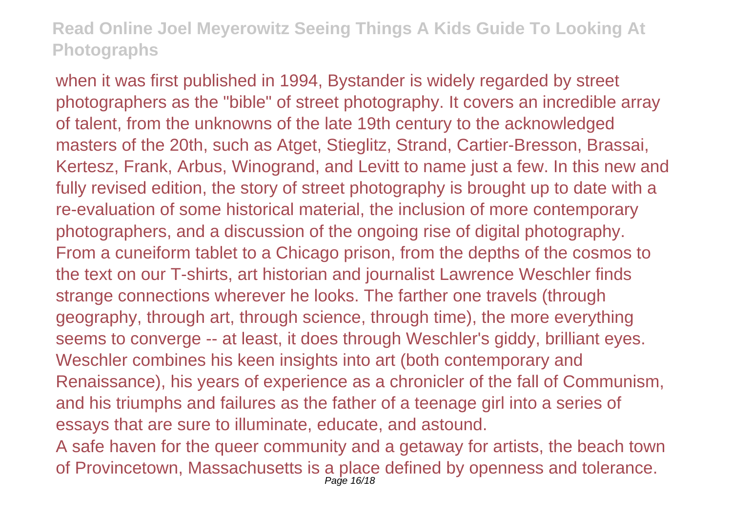when it was first published in 1994, Bystander is widely regarded by street photographers as the "bible" of street photography. It covers an incredible array of talent, from the unknowns of the late 19th century to the acknowledged masters of the 20th, such as Atget, Stieglitz, Strand, Cartier-Bresson, Brassai, Kertesz, Frank, Arbus, Winogrand, and Levitt to name just a few. In this new and fully revised edition, the story of street photography is brought up to date with a re-evaluation of some historical material, the inclusion of more contemporary photographers, and a discussion of the ongoing rise of digital photography.

From a cuneiform tablet to a Chicago prison, from the depths of the cosmos to the text on our T-shirts, art historian and journalist Lawrence Weschler finds strange connections wherever he looks. The farther one travels (through geography, through art, through science, through time), the more everything seems to converge -- at least, it does through Weschler's giddy, brilliant eyes. Weschler combines his keen insights into art (both contemporary and Renaissance), his years of experience as a chronicler of the fall of Communism, and his triumphs and failures as the father of a teenage girl into a series of essays that are sure to illuminate, educate, and astound.

A safe haven for the queer community and a getaway for artists, the beach town of Provincetown, Massachusetts is a place defined by openness and tolerance.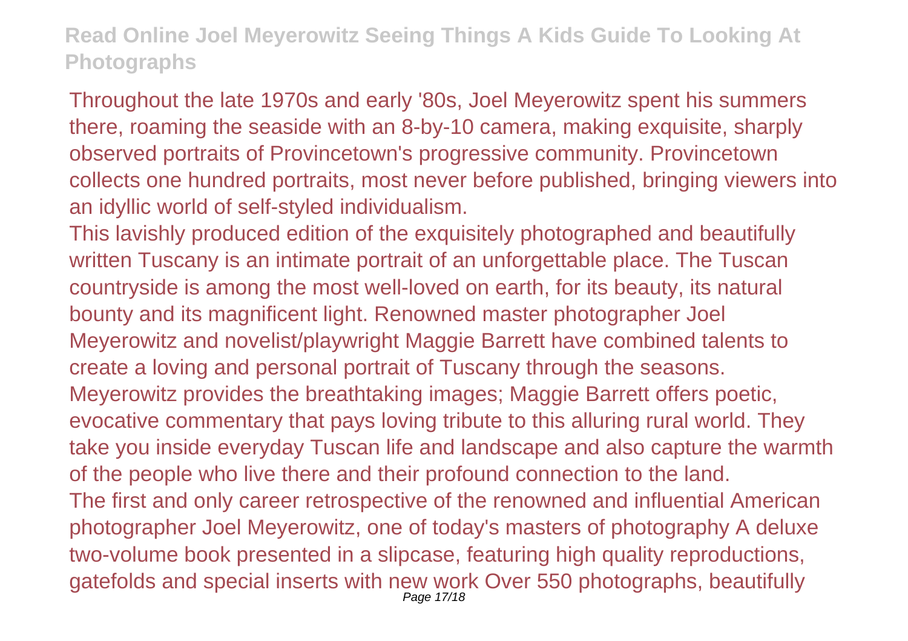Throughout the late 1970s and early '80s, Joel Meyerowitz spent his summers there, roaming the seaside with an 8-by-10 camera, making exquisite, sharply observed portraits of Provincetown's progressive community. Provincetown collects one hundred portraits, most never before published, bringing viewers into an idyllic world of self-styled individualism.

This lavishly produced edition of the exquisitely photographed and beautifully written Tuscany is an intimate portrait of an unforgettable place. The Tuscan countryside is among the most well-loved on earth, for its beauty, its natural bounty and its magnificent light. Renowned master photographer Joel Meyerowitz and novelist/playwright Maggie Barrett have combined talents to create a loving and personal portrait of Tuscany through the seasons. Meyerowitz provides the breathtaking images; Maggie Barrett offers poetic, evocative commentary that pays loving tribute to this alluring rural world. They take you inside everyday Tuscan life and landscape and also capture the warmth of the people who live there and their profound connection to the land.

The first and only career retrospective of the renowned and influential American photographer Joel Meyerowitz, one of today's masters of photography A deluxe two-volume book presented in a slipcase, featuring high quality reproductions, gatefolds and special inserts with new work Over 550 photographs, beautifully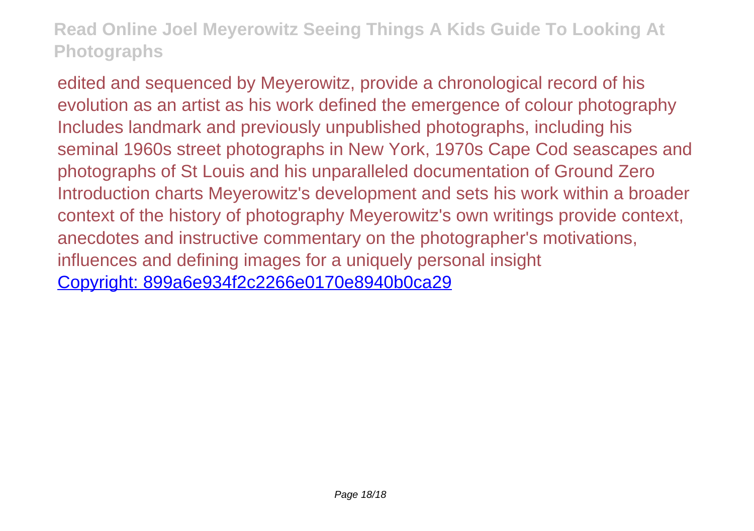edited and sequenced by Meyerowitz, provide a chronological record of his evolution as an artist as his work defined the emergence of colour photography Includes landmark and previously unpublished photographs, including his seminal 1960s street photographs in New York, 1970s Cape Cod seascapes and photographs of St Louis and his unparalleled documentation of Ground Zero Introduction charts Meyerowitz's development and sets his work within a broader context of the history of photography Meyerowitz's own writings provide context, anecdotes and instructive commentary on the photographer's motivations, influences and defining images for a uniquely personal insight
Copyright: 899a6e934f2c2266e0170e8940b0ca29